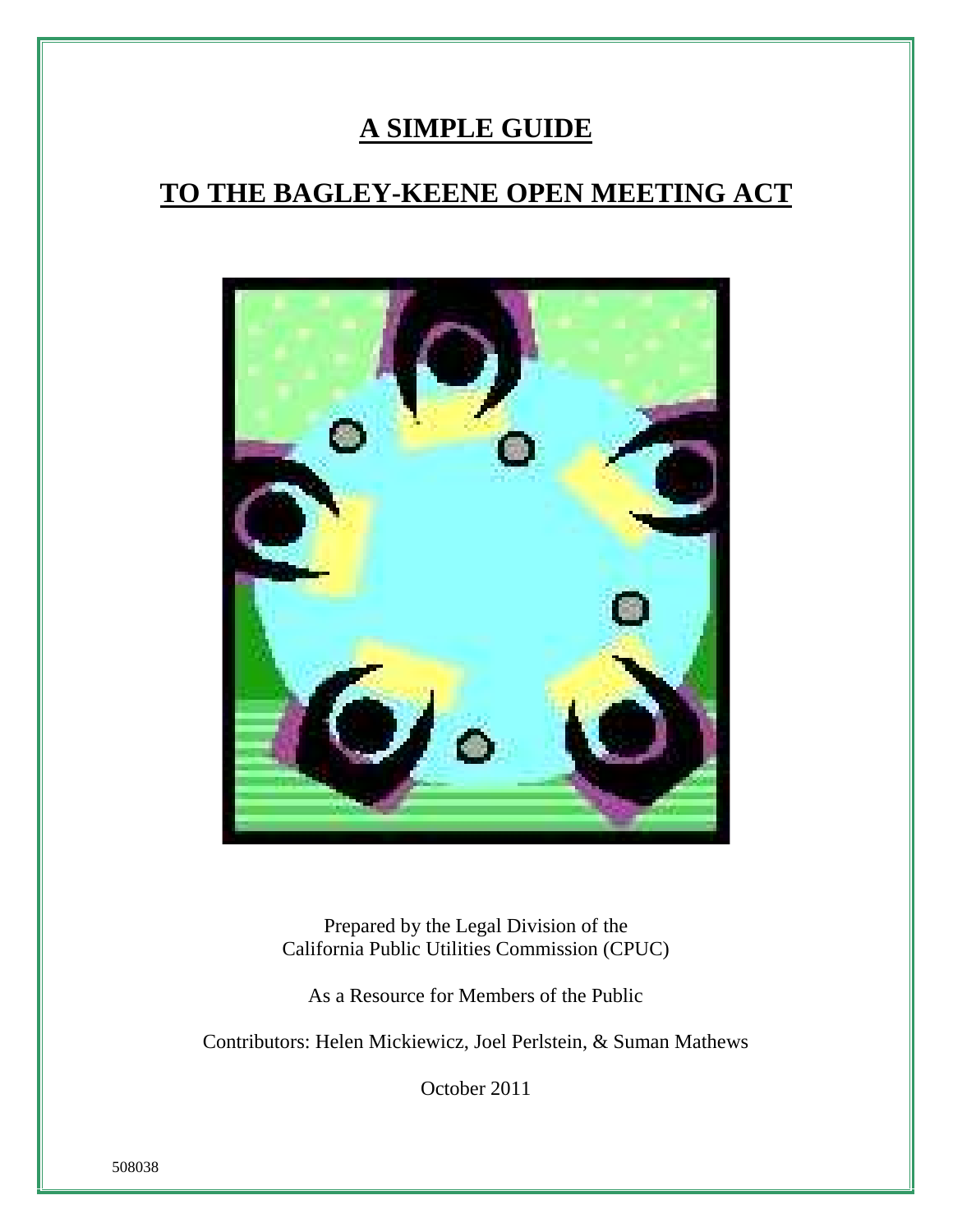# A SIMPLE GUIDE

# TO THE BAGLEY-KEENE OPEN MEETING ACT

Prepared by the Legal Division of the
California Public Utilities Commission (CPUC)

As a Resource for Members of the Public

Contributors: Helen Mickiewicz, Joel Perlstein, & Suman Mathews

October 2011

508038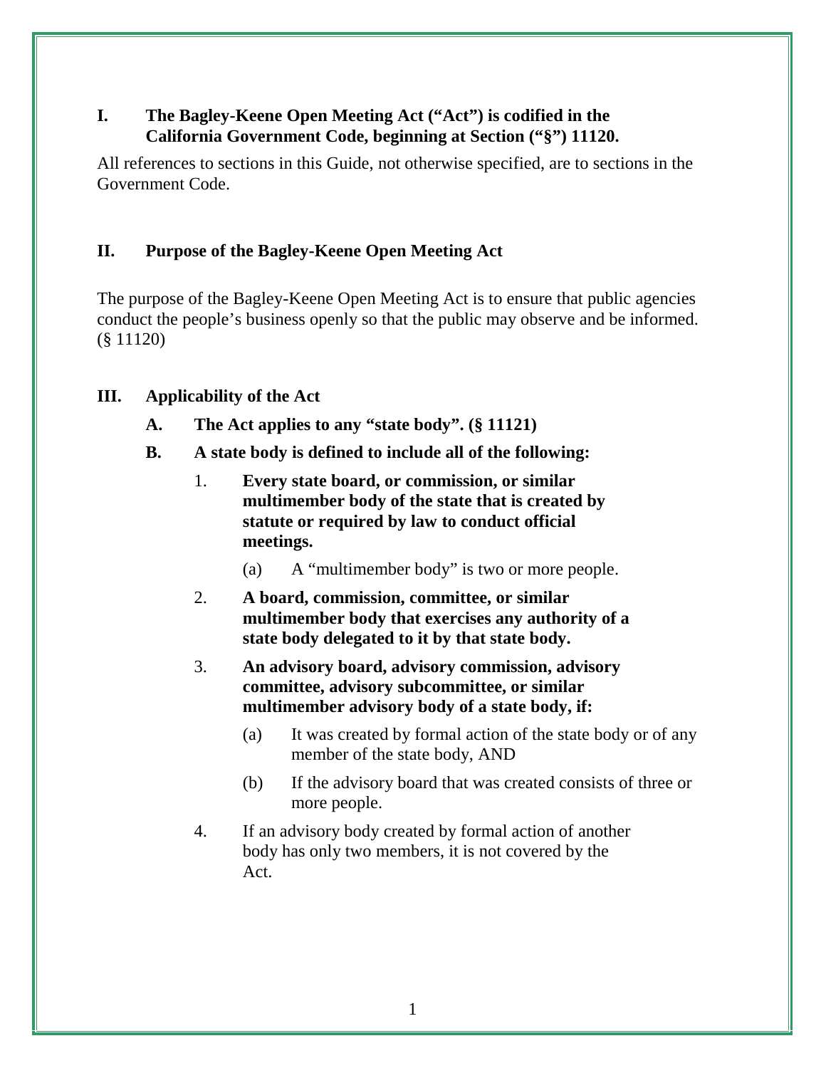## I. The Bagley-Keene Open Meeting Act ("Act") is codified in the California Government Code, beginning at Section ("§") 11120.

All references to sections in this Guide, not otherwise specified, are to sections in the Government Code.

## II. Purpose of the Bagley-Keene Open Meeting Act

The purpose of the Bagley-Keene Open Meeting Act is to ensure that public agencies conduct the people's business openly so that the public may observe and be informed. (§ 11120)

## III. Applicability of the Act

### A. The Act applies to any "state body". (§ 11121)

### B. A state body is defined to include all of the following:

1. **Every state board, or commission, or similar multimember body of the state that is created by statute or required by law to conduct official meetings.**

   (a) A "multimember body" is two or more people.

2. **A board, commission, committee, or similar multimember body that exercises any authority of a state body delegated to it by that state body.**

3. **An advisory board, advisory commission, advisory committee, advisory subcommittee, or similar multimember advisory body of a state body, if:**

   (a) It was created by formal action of the state body or of any member of the state body, AND

   (b) If the advisory board that was created consists of three or more people.

4. If an advisory body created by formal action of another body has only two members, it is not covered by the Act.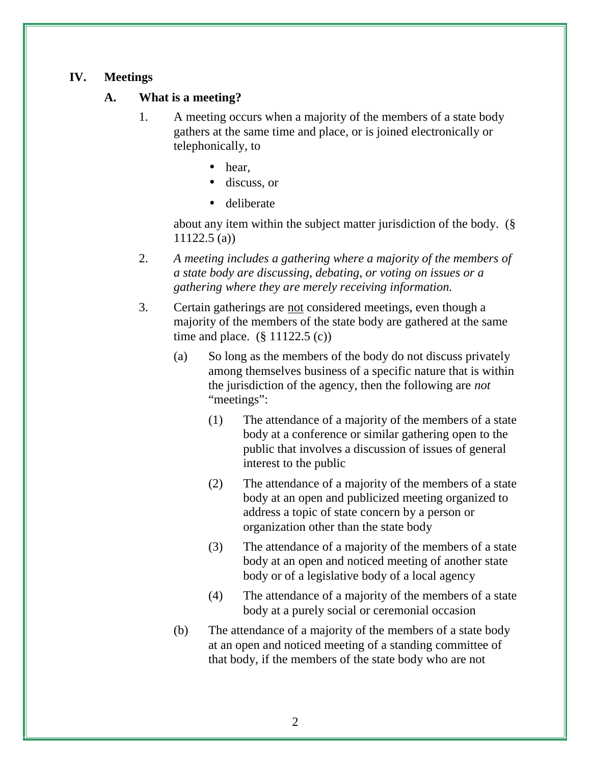# IV. Meetings

## A. What is a meeting?

1. A meeting occurs when a majority of the members of a state body gathers at the same time and place, or is joined electronically or telephonically, to

   - hear,
   - discuss, or
   - deliberate

   about any item within the subject matter jurisdiction of the body. (§ 11122.5 (a))

2. *A meeting includes a gathering where a majority of the members of a state body are discussing, debating, or voting on issues or a gathering where they are merely receiving information.*

3. Certain gatherings are <u>not</u> considered meetings, even though a majority of the members of the state body are gathered at the same time and place. (§ 11122.5 (c))

   (a) So long as the members of the body do not discuss privately among themselves business of a specific nature that is within the jurisdiction of the agency, then the following are *not* "meetings":

      (1) The attendance of a majority of the members of a state body at a conference or similar gathering open to the public that involves a discussion of issues of general interest to the public

      (2) The attendance of a majority of the members of a state body at an open and publicized meeting organized to address a topic of state concern by a person or organization other than the state body

      (3) The attendance of a majority of the members of a state body at an open and noticed meeting of another state body or of a legislative body of a local agency

      (4) The attendance of a majority of the members of a state body at a purely social or ceremonial occasion

   (b) The attendance of a majority of the members of a state body at an open and noticed meeting of a standing committee of that body, if the members of the state body who are not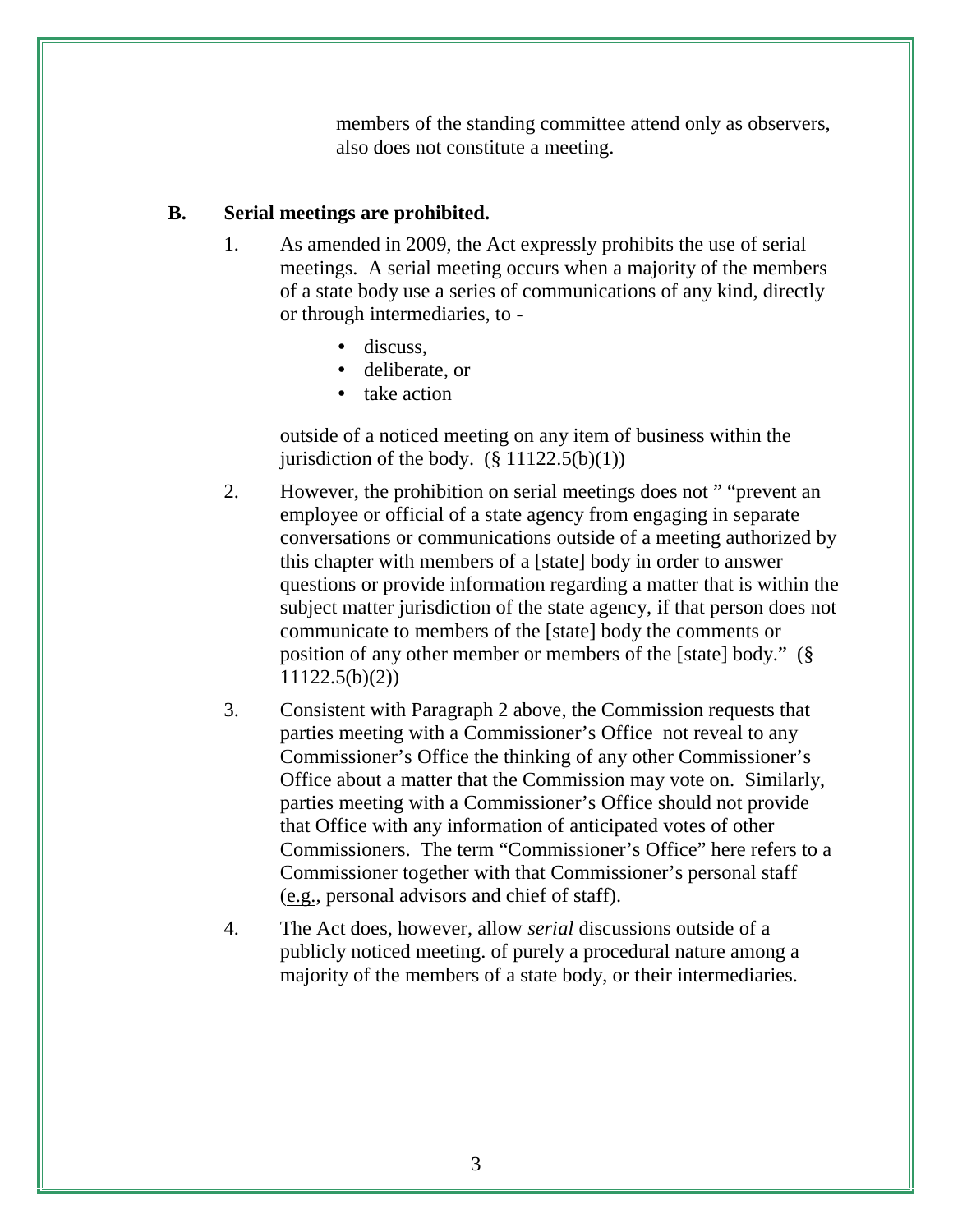members of the standing committee attend only as observers, also does not constitute a meeting.

## B. Serial meetings are prohibited.

1. As amended in 2009, the Act expressly prohibits the use of serial meetings. A serial meeting occurs when a majority of the members of a state body use a series of communications of any kind, directly or through intermediaries, to -

   - discuss,
   - deliberate, or
   - take action

   outside of a noticed meeting on any item of business within the jurisdiction of the body. (§ 11122.5(b)(1))

2. However, the prohibition on serial meetings does not " "prevent an employee or official of a state agency from engaging in separate conversations or communications outside of a meeting authorized by this chapter with members of a [state] body in order to answer questions or provide information regarding a matter that is within the subject matter jurisdiction of the state agency, if that person does not communicate to members of the [state] body the comments or position of any other member or members of the [state] body." (§ 11122.5(b)(2))

3. Consistent with Paragraph 2 above, the Commission requests that parties meeting with a Commissioner's Office not reveal to any Commissioner's Office the thinking of any other Commissioner's Office about a matter that the Commission may vote on. Similarly, parties meeting with a Commissioner's Office should not provide that Office with any information of anticipated votes of other Commissioners. The term "Commissioner's Office" here refers to a Commissioner together with that Commissioner's personal staff (e.g., personal advisors and chief of staff).

4. The Act does, however, allow *serial* discussions outside of a publicly noticed meeting. of purely a procedural nature among a majority of the members of a state body, or their intermediaries.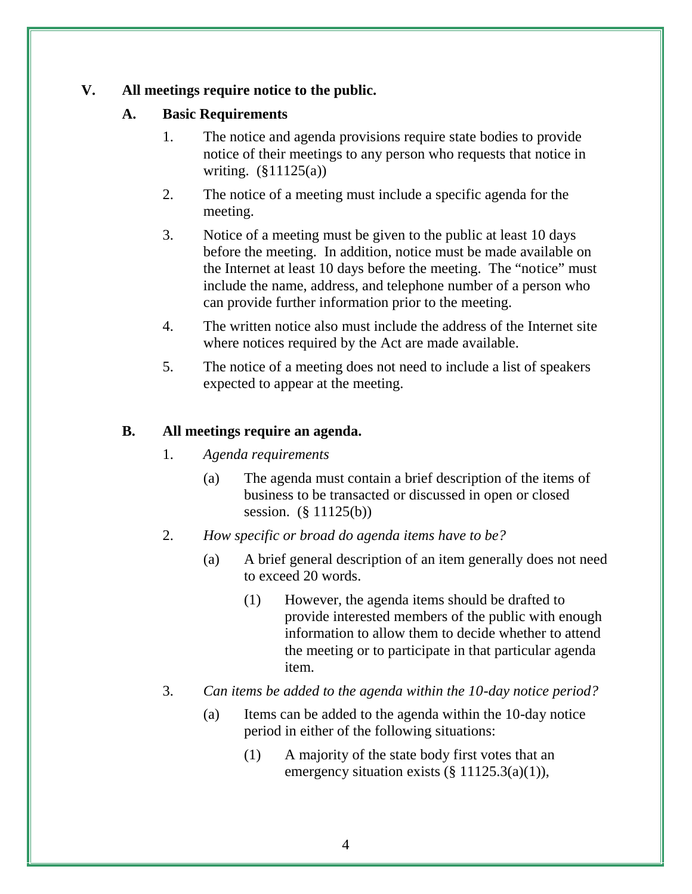## V. All meetings require notice to the public.

### A. Basic Requirements

1. The notice and agenda provisions require state bodies to provide notice of their meetings to any person who requests that notice in writing. (§11125(a))

2. The notice of a meeting must include a specific agenda for the meeting.

3. Notice of a meeting must be given to the public at least 10 days before the meeting. In addition, notice must be made available on the Internet at least 10 days before the meeting. The "notice" must include the name, address, and telephone number of a person who can provide further information prior to the meeting.

4. The written notice also must include the address of the Internet site where notices required by the Act are made available.

5. The notice of a meeting does not need to include a list of speakers expected to appear at the meeting.

### B. All meetings require an agenda.

1. *Agenda requirements*

   (a) The agenda must contain a brief description of the items of business to be transacted or discussed in open or closed session. (§ 11125(b))

2. *How specific or broad do agenda items have to be?*

   (a) A brief general description of an item generally does not need to exceed 20 words.

      (1) However, the agenda items should be drafted to provide interested members of the public with enough information to allow them to decide whether to attend the meeting or to participate in that particular agenda item.

3. *Can items be added to the agenda within the 10-day notice period?*

   (a) Items can be added to the agenda within the 10-day notice period in either of the following situations:

      (1) A majority of the state body first votes that an emergency situation exists (§ 11125.3(a)(1)),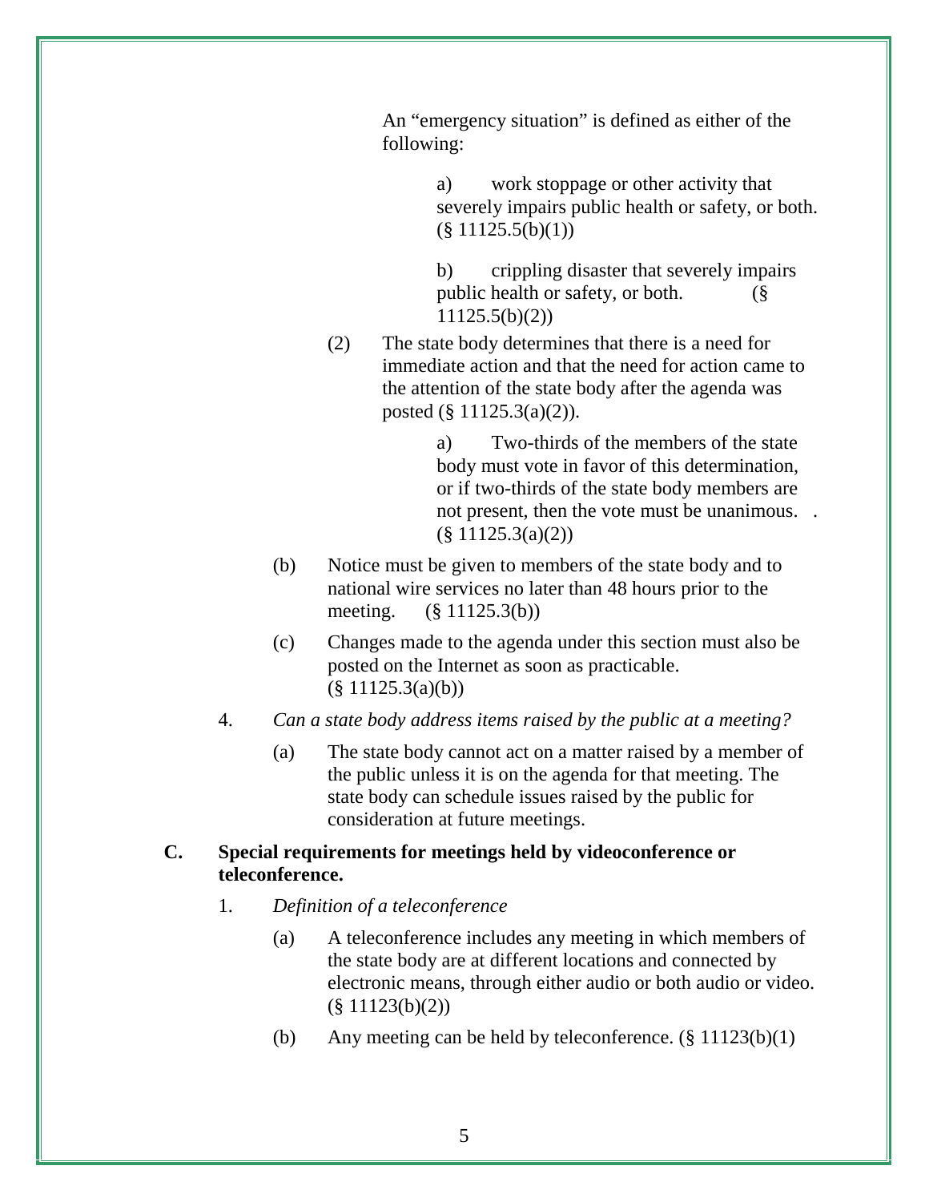An “emergency situation” is defined as either of the following:

a) work stoppage or other activity that severely impairs public health or safety, or both. (§ 11125.5(b)(1))

b) crippling disaster that severely impairs public health or safety, or both. (§ 11125.5(b)(2))

(2) The state body determines that there is a need for immediate action and that the need for action came to the attention of the state body after the agenda was posted (§ 11125.3(a)(2)).

a) Two-thirds of the members of the state body must vote in favor of this determination, or if two-thirds of the state body members are not present, then the vote must be unanimous. . (§ 11125.3(a)(2))

(b) Notice must be given to members of the state body and to national wire services no later than 48 hours prior to the meeting. (§ 11125.3(b))

(c) Changes made to the agenda under this section must also be posted on the Internet as soon as practicable. (§ 11125.3(a)(b))

4. *Can a state body address items raised by the public at a meeting?*

(a) The state body cannot act on a matter raised by a member of the public unless it is on the agenda for that meeting. The state body can schedule issues raised by the public for consideration at future meetings.

**C. Special requirements for meetings held by videoconference or teleconference.**

1. *Definition of a teleconference*

(a) A teleconference includes any meeting in which members of the state body are at different locations and connected by electronic means, through either audio or both audio or video. (§ 11123(b)(2))

(b) Any meeting can be held by teleconference. (§ 11123(b)(1)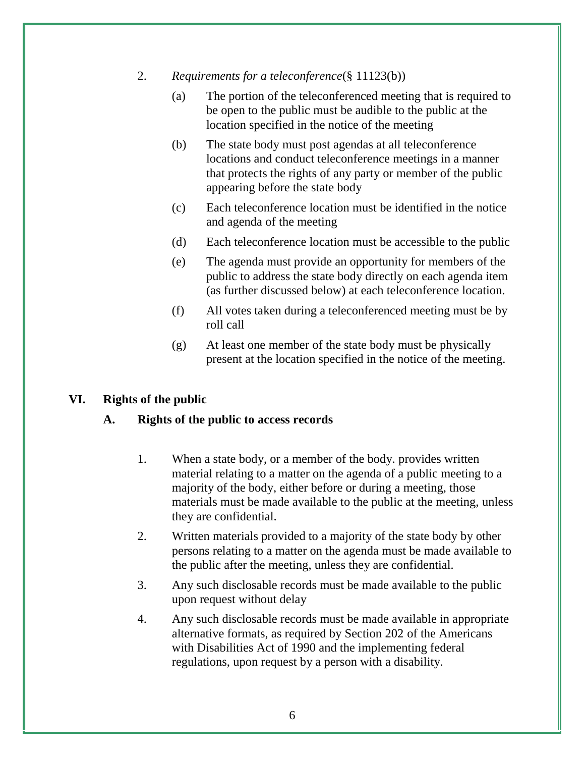2. *Requirements for a teleconference*(§ 11123(b))

   (a) The portion of the teleconferenced meeting that is required to be open to the public must be audible to the public at the location specified in the notice of the meeting

   (b) The state body must post agendas at all teleconference locations and conduct teleconference meetings in a manner that protects the rights of any party or member of the public appearing before the state body

   (c) Each teleconference location must be identified in the notice and agenda of the meeting

   (d) Each teleconference location must be accessible to the public

   (e) The agenda must provide an opportunity for members of the public to address the state body directly on each agenda item (as further discussed below) at each teleconference location.

   (f) All votes taken during a teleconferenced meeting must be by roll call

   (g) At least one member of the state body must be physically present at the location specified in the notice of the meeting.

## VI. Rights of the public

### A. Rights of the public to access records

1. When a state body, or a member of the body. provides written material relating to a matter on the agenda of a public meeting to a majority of the body, either before or during a meeting, those materials must be made available to the public at the meeting, unless they are confidential.

2. Written materials provided to a majority of the state body by other persons relating to a matter on the agenda must be made available to the public after the meeting, unless they are confidential.

3. Any such disclosable records must be made available to the public upon request without delay

4. Any such disclosable records must be made available in appropriate alternative formats, as required by Section 202 of the Americans with Disabilities Act of 1990 and the implementing federal regulations, upon request by a person with a disability.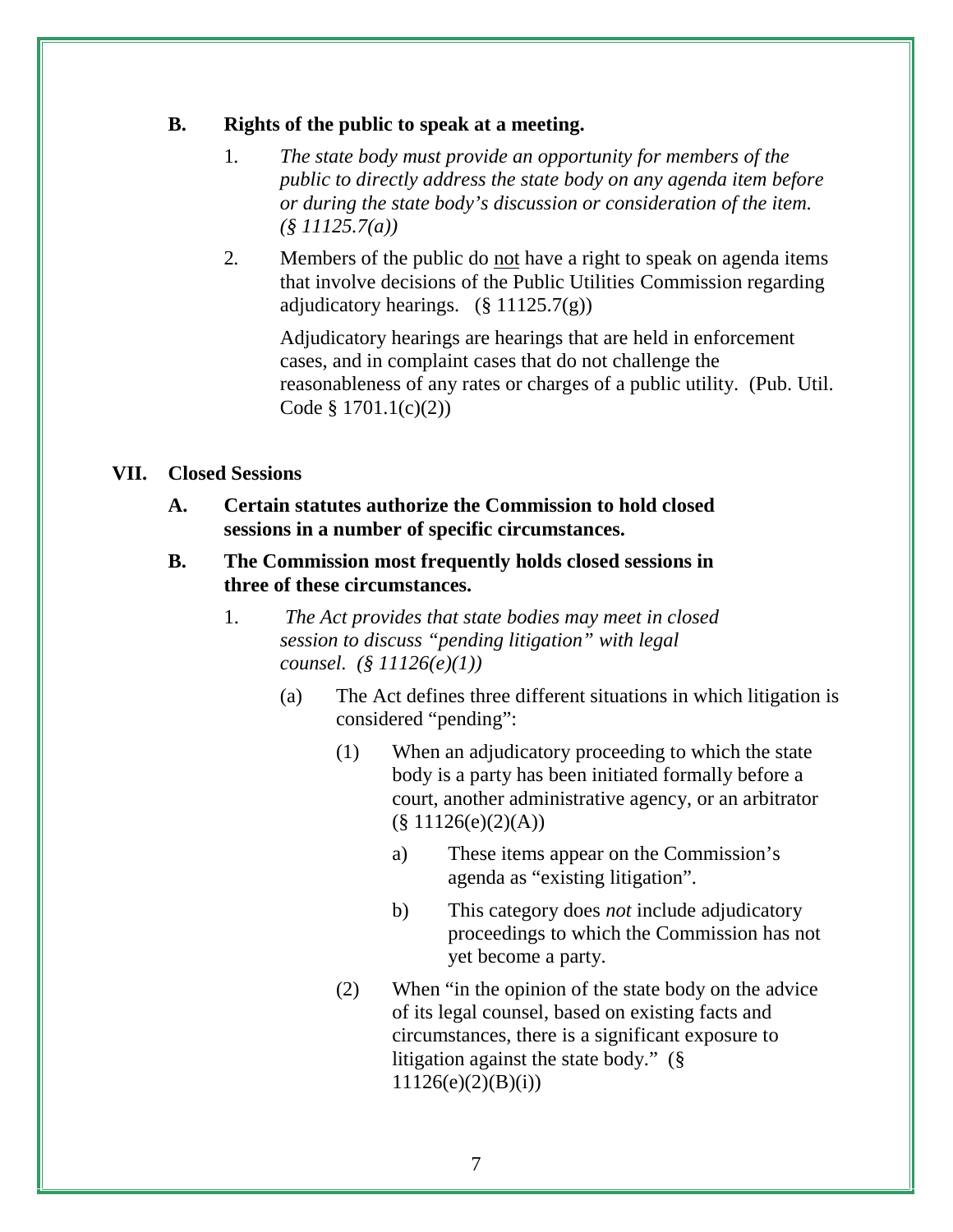**B. Rights of the public to speak at a meeting.**

1. *The state body must provide an opportunity for members of the public to directly address the state body on any agenda item before or during the state body's discussion or consideration of the item. (§ 11125.7(a))*

2. Members of the public do <u>not</u> have a right to speak on agenda items that involve decisions of the Public Utilities Commission regarding adjudicatory hearings. (§ 11125.7(g))

   Adjudicatory hearings are hearings that are held in enforcement cases, and in complaint cases that do not challenge the reasonableness of any rates or charges of a public utility. (Pub. Util. Code § 1701.1(c)(2))

## VII. Closed Sessions

**A. Certain statutes authorize the Commission to hold closed sessions in a number of specific circumstances.**

**B. The Commission most frequently holds closed sessions in three of these circumstances.**

1. *The Act provides that state bodies may meet in closed session to discuss "pending litigation" with legal counsel. (§ 11126(e)(1))*

   (a) The Act defines three different situations in which litigation is considered "pending":

   (1) When an adjudicatory proceeding to which the state body is a party has been initiated formally before a court, another administrative agency, or an arbitrator (§ 11126(e)(2)(A))

   a) These items appear on the Commission's agenda as "existing litigation".

   b) This category does *not* include adjudicatory proceedings to which the Commission has not yet become a party.

   (2) When "in the opinion of the state body on the advice of its legal counsel, based on existing facts and circumstances, there is a significant exposure to litigation against the state body." (§ 11126(e)(2)(B)(i))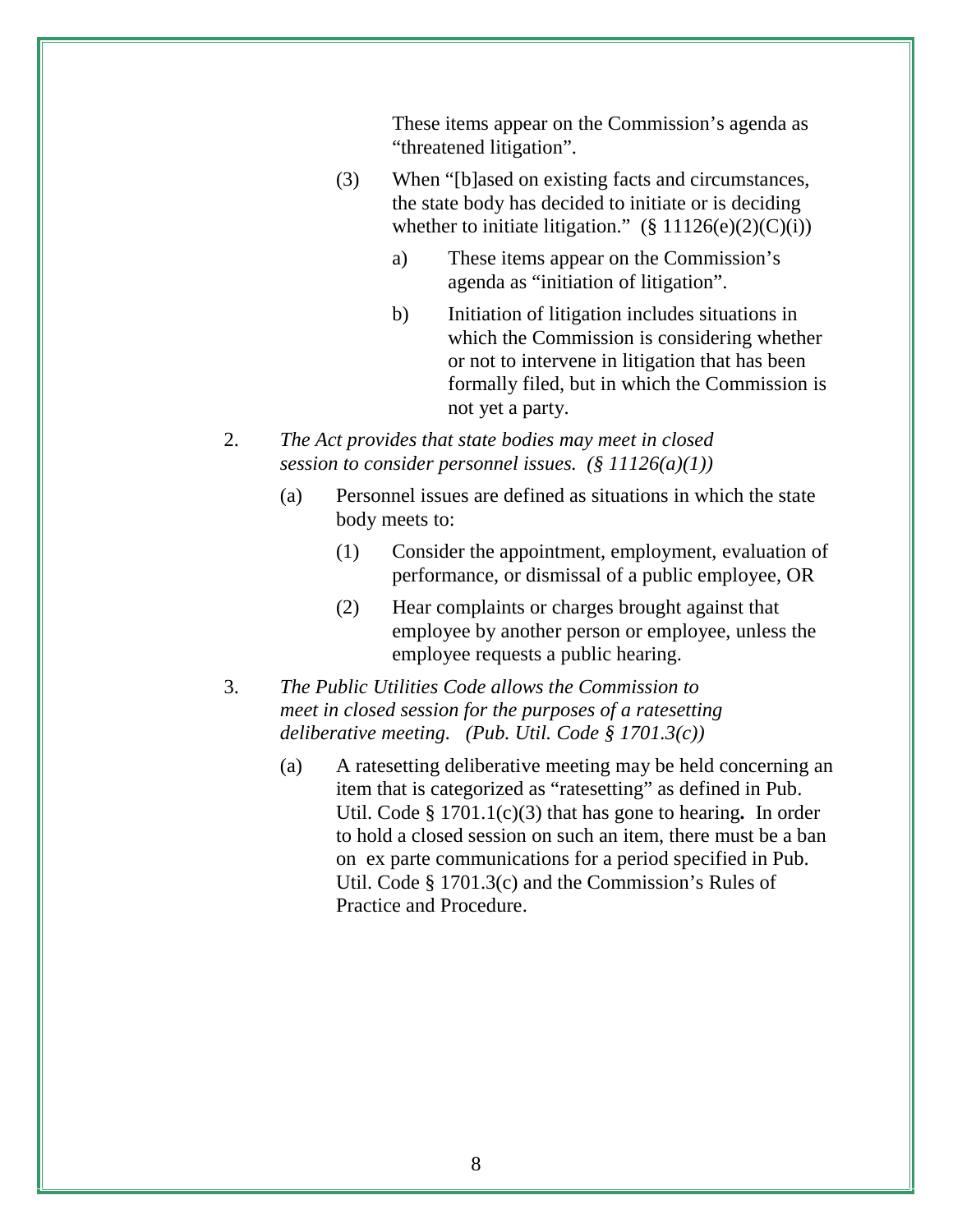These items appear on the Commission's agenda as "threatened litigation".

(3) When "[b]ased on existing facts and circumstances, the state body has decided to initiate or is deciding whether to initiate litigation." (§ 11126(e)(2)(C)(i))

a) These items appear on the Commission's agenda as "initiation of litigation".

b) Initiation of litigation includes situations in which the Commission is considering whether or not to intervene in litigation that has been formally filed, but in which the Commission is not yet a party.

2. *The Act provides that state bodies may meet in closed session to consider personnel issues. (§ 11126(a)(1))*

(a) Personnel issues are defined as situations in which the state body meets to:

(1) Consider the appointment, employment, evaluation of performance, or dismissal of a public employee, OR

(2) Hear complaints or charges brought against that employee by another person or employee, unless the employee requests a public hearing.

3. *The Public Utilities Code allows the Commission to meet in closed session for the purposes of a ratesetting deliberative meeting. (Pub. Util. Code § 1701.3(c))*

(a) A ratesetting deliberative meeting may be held concerning an item that is categorized as "ratesetting" as defined in Pub. Util. Code § 1701.1(c)(3) that has gone to hearing**.** In order to hold a closed session on such an item, there must be a ban on ex parte communications for a period specified in Pub. Util. Code § 1701.3(c) and the Commission's Rules of Practice and Procedure.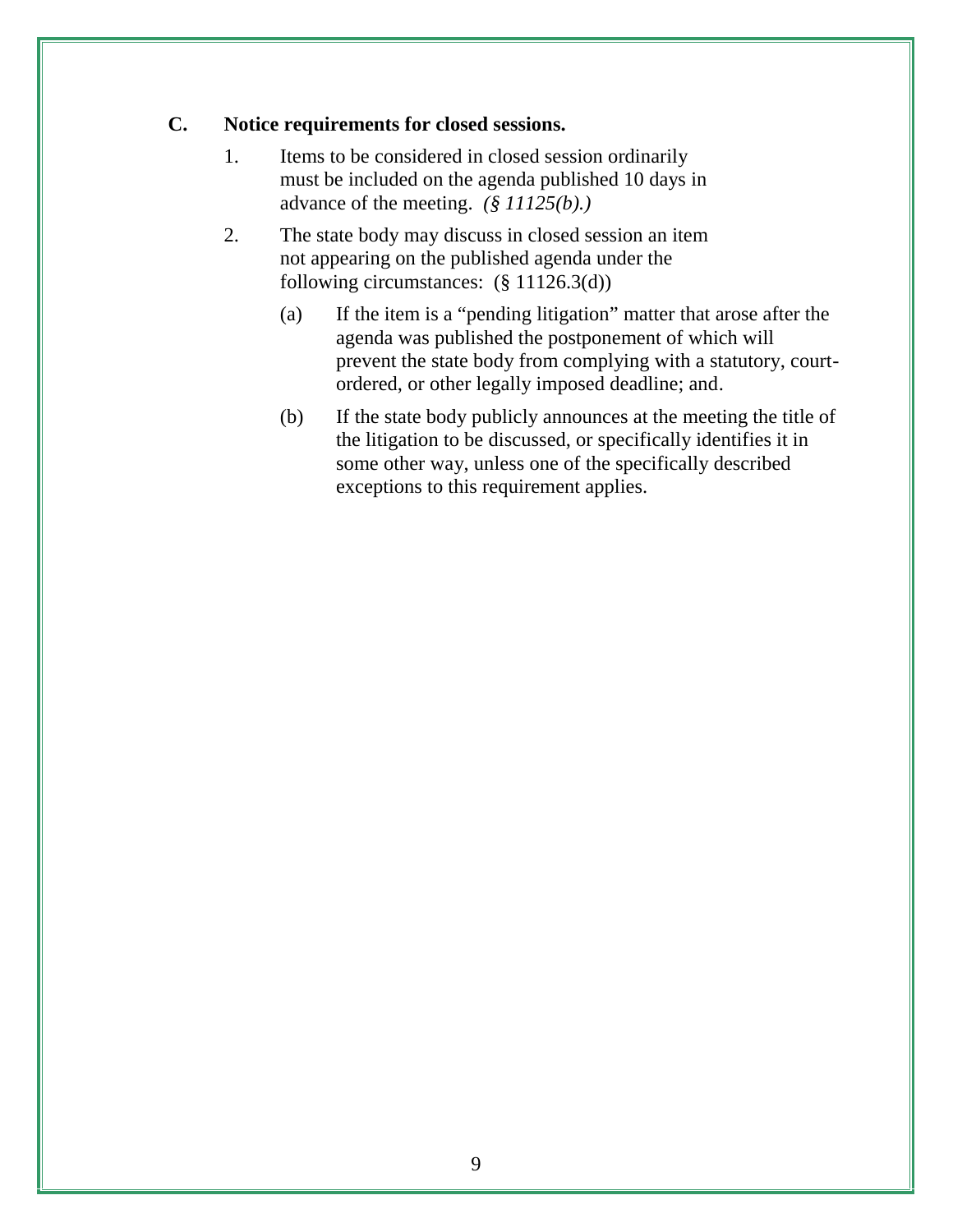**C. Notice requirements for closed sessions.**

1. Items to be considered in closed session ordinarily must be included on the agenda published 10 days in advance of the meeting. *(§ 11125(b).)*

2. The state body may discuss in closed session an item not appearing on the published agenda under the following circumstances: (§ 11126.3(d))

   (a) If the item is a "pending litigation" matter that arose after the agenda was published the postponement of which will prevent the state body from complying with a statutory, court-ordered, or other legally imposed deadline; and.

   (b) If the state body publicly announces at the meeting the title of the litigation to be discussed, or specifically identifies it in some other way, unless one of the specifically described exceptions to this requirement applies.